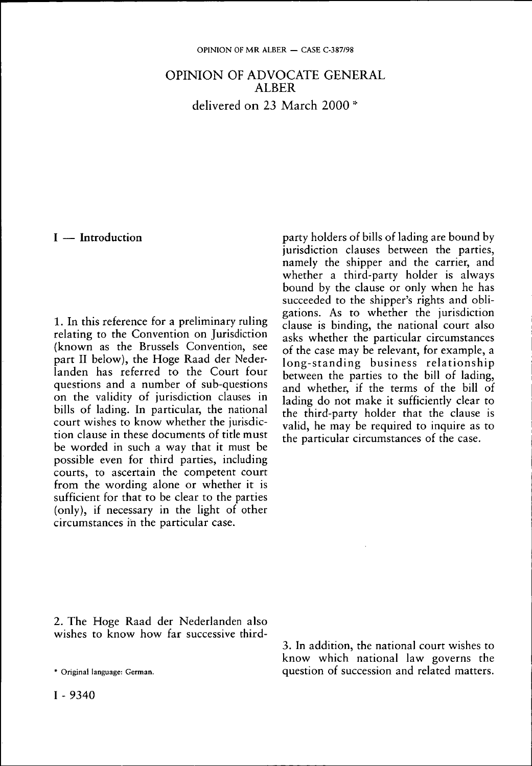# OPINION OF ADVOCATE GENERAL ALBER

delivered on 23 March 2000 *

## I — Introduction

1. In this reference for a preliminary ruling relating to the Convention on Jurisdiction (known as the Brussels Convention, see part II below), the Hoge Raad der Nederlanden has referred to the Court four questions and a number of sub-questions on the validity of jurisdiction clauses in bills of lading. In particular, the national court wishes to know whether the jurisdiction clause in these documents of title must be worded in such a way that it must be possible even for third parties, including courts, to ascertain the competent court from the wording alone or whether it is sufficient for that to be clear to the parties (only), if necessary in the light of other circumstances in the particular case.

2. The Hoge Raad der Nederlanden also wishes to know how far successive third-party holders of bills of lading are bound by jurisdiction clauses between the parties, namely the shipper and the carrier, and whether a third-party holder is always bound by the clause or only when he has succeeded to the shipper's rights and obligations. As to whether the jurisdiction clause is binding, the national court also asks whether the particular circumstances of the case may be relevant, for example, a long-standing business relationship between the parties to the bill of lading, and whether, if the terms of the bill of lading do not make it sufficiently clear to the third-party holder that the clause is valid, he may be required to inquire as to the particular circumstances of the case.

3. In addition, the national court wishes to know which national law governs the question of succession and related matters.

* Original language: German.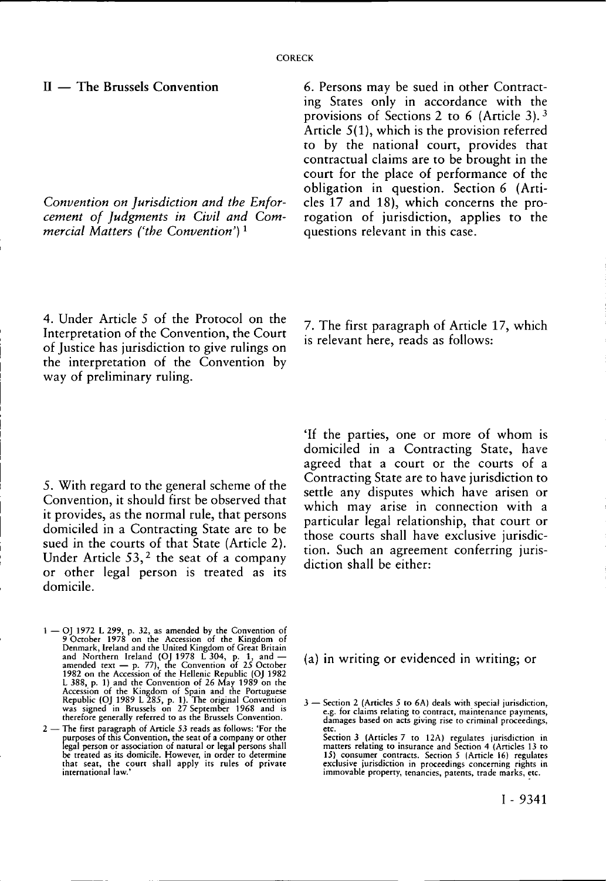## II — The Brussels Convention

*Convention on Jurisdiction and the Enforcement of Judgments in Civil and Commercial Matters ('the Convention')* [1]

4. Under Article 5 of the Protocol on the Interpretation of the Convention, the Court of Justice has jurisdiction to give rulings on the interpretation of the Convention by way of preliminary ruling.

5. With regard to the general scheme of the Convention, it should first be observed that it provides, as the normal rule, that persons domiciled in a Contracting State are to be sued in the courts of that State (Article 2). Under Article 53, [2] the seat of a company or other legal person is treated as its domicile.

6. Persons may be sued in other Contracting States only in accordance with the provisions of Sections 2 to 6 (Article 3). [3] Article 5(1), which is the provision referred to by the national court, provides that contractual claims are to be brought in the court for the place of performance of the obligation in question. Section 6 (Articles 17 and 18), which concerns the prorogation of jurisdiction, applies to the questions relevant in this case.

7. The first paragraph of Article 17, which is relevant here, reads as follows:

'If the parties, one or more of whom is domiciled in a Contracting State, have agreed that a court or the courts of a Contracting State are to have jurisdiction to settle any disputes which have arisen or which may arise in connection with a particular legal relationship, that court or those courts shall have exclusive jurisdiction. Such an agreement conferring jurisdiction shall be either:

(a) in writing or evidenced in writing; or

---

1 — OJ 1972 L 299, p. 32, as amended by the Convention of 9 October 1978 on the Accession of the Kingdom of Denmark, Ireland and the United Kingdom of Great Britain and Northern Ireland (OJ 1978 L 304, p. 1, and — amended text — p. 77), the Convention of 25 October 1982 on the Accession of the Hellenic Republic (OJ 1982 L 388, p. 1) and the Convention of 26 May 1989 on the Accession of the Kingdom of Spain and the Portuguese Republic (OJ 1989 L 285, p. 1). The original Convention was signed in Brussels on 27 September 1968 and is therefore generally referred to as the Brussels Convention.

2 — The first paragraph of Article 53 reads as follows: 'For the purposes of this Convention, the seat of a company or other legal person or association of natural or legal persons shall be treated as its domicile. However, in order to determine that seat, the court shall apply its rules of private international law.'

3 — Section 2 (Articles 5 to 6A) deals with special jurisdiction, e.g. for claims relating to contract, maintenance payments, damages based on acts giving rise to criminal proceedings, etc.
Section 3 (Articles 7 to 12A) regulates jurisdiction in matters relating to insurance and Section 4 (Articles 13 to 15) consumer contracts. Section 5 (Article 16) regulates exclusive jurisdiction in proceedings concerning rights in immovable property, tenancies, patents, trade marks, etc.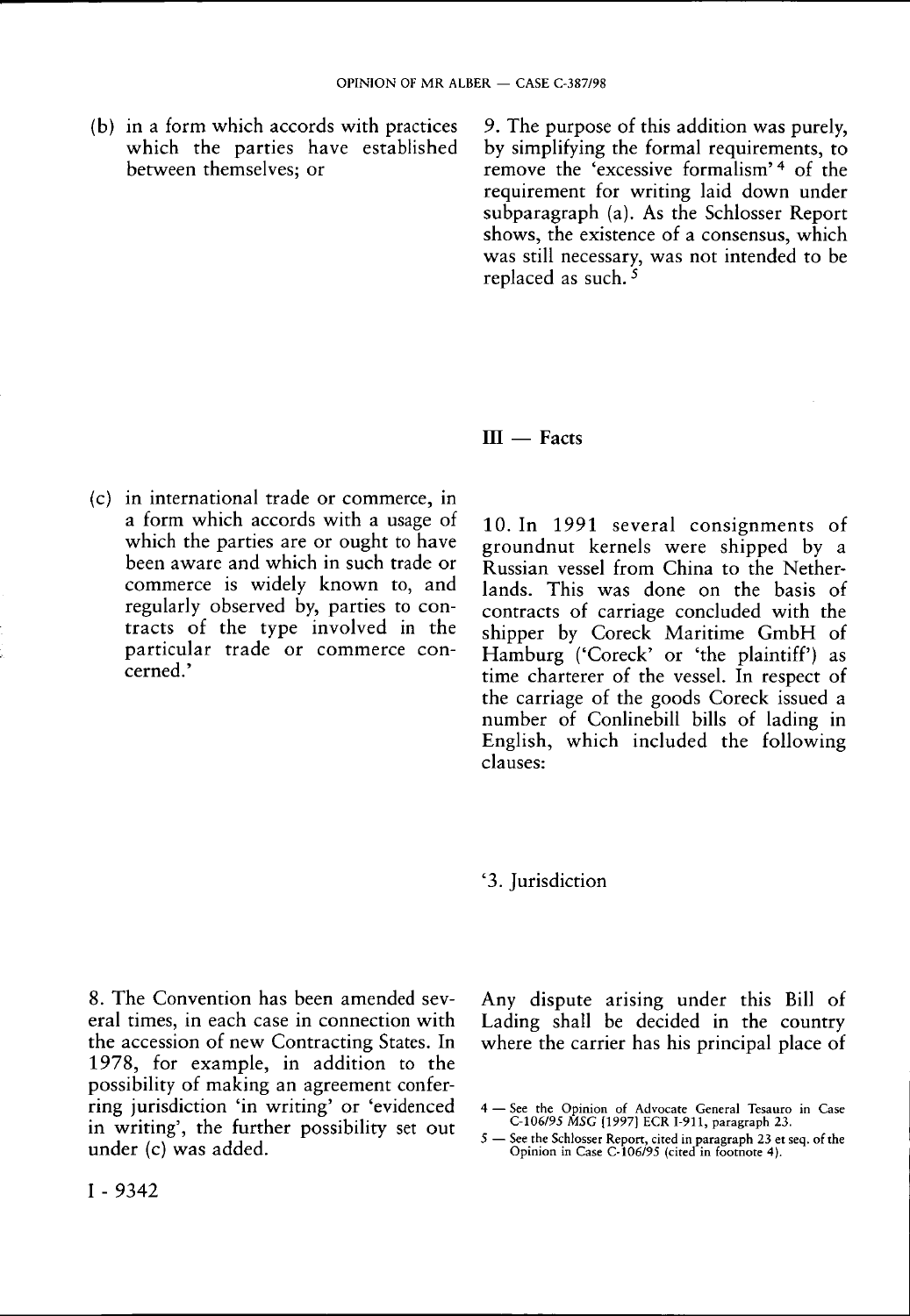(b) in a form which accords with practices which the parties have established between themselves; or

(c) in international trade or commerce, in a form which accords with a usage of which the parties are or ought to have been aware and which in such trade or commerce is widely known to, and regularly observed by, parties to contracts of the type involved in the particular trade or commerce concerned.'

8. The Convention has been amended several times, in each case in connection with the accession of new Contracting States. In 1978, for example, in addition to the possibility of making an agreement conferring jurisdiction 'in writing' or 'evidenced in writing', the further possibility set out under (c) was added.

9. The purpose of this addition was purely, by simplifying the formal requirements, to remove the 'excessive formalism' [4] of the requirement for writing laid down under subparagraph (a). As the Schlosser Report shows, the existence of a consensus, which was still necessary, was not intended to be replaced as such. [5]

## III — Facts

10. In 1991 several consignments of groundnut kernels were shipped by a Russian vessel from China to the Netherlands. This was done on the basis of contracts of carriage concluded with the shipper by Coreck Maritime GmbH of Hamburg ('Coreck' or 'the plaintiff') as time charterer of the vessel. In respect of the carriage of the goods Coreck issued a number of Conlinebill bills of lading in English, which included the following clauses:

'3. Jurisdiction

Any dispute arising under this Bill of Lading shall be decided in the country where the carrier has his principal place of

4 — See the Opinion of Advocate General Tesauro in Case C-106/95 *MSG* [1997] ECR I-911, paragraph 23.

5 — See the Schlosser Report, cited in paragraph 23 et seq. of the Opinion in Case C-106/95 (cited in footnote 4).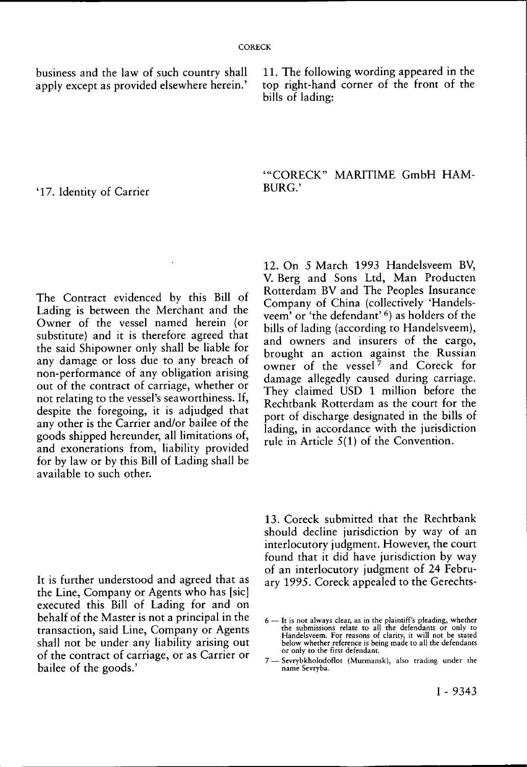business and the law of such country shall apply except as provided elsewhere herein.'

'17. Identity of Carrier

The Contract evidenced by this Bill of Lading is between the Merchant and the Owner of the vessel named herein (or substitute) and it is therefore agreed that the said Shipowner only shall be liable for any damage or loss due to any breach of non-performance of any obligation arising out of the contract of carriage, whether or not relating to the vessel's seaworthiness. If, despite the foregoing, it is adjudged that any other is the Carrier and/or bailee of the goods shipped hereunder, all limitations of, and exonerations from, liability provided for by law or by this Bill of Lading shall be available to such other.

It is further understood and agreed that as the Line, Company or Agents who has [sic] executed this Bill of Lading for and on behalf of the Master is not a principal in the transaction, said Line, Company or Agents shall not be under any liability arising out of the contract of carriage, or as Carrier or bailee of the goods.'

11. The following wording appeared in the top right-hand corner of the front of the bills of lading:

'"CORECK" MARITIME GmbH HAMBURG.'

12. On 5 March 1993 Handelsveem BV, V. Berg and Sons Ltd, Man Producten Rotterdam BV and The Peoples Insurance Company of China (collectively 'Handelsveem' or 'the defendant' [6]) as holders of the bills of lading (according to Handelsveem), and owners and insurers of the cargo, brought an action against the Russian owner of the vessel [7] and Coreck for damage allegedly caused during carriage. They claimed USD 1 million before the Rechtbank Rotterdam as the court for the port of discharge designated in the bills of lading, in accordance with the jurisdiction rule in Article 5(1) of the Convention.

13. Coreck submitted that the Rechtbank should decline jurisdiction by way of an interlocutory judgment. However, the court found that it did have jurisdiction by way of an interlocutory judgment of 24 February 1995. Coreck appealed to the Gerechts-

6 — It is not always clear, as in the plaintiff's pleading, whether the submissions relate to all the defendants or only to Handelsveem. For reasons of clarity, it will not be stated below whether reference is being made to all the defendants or only to the first defendant.

7 — Sevrybkholodoflot (Murmansk), also trading under the name Sevryba.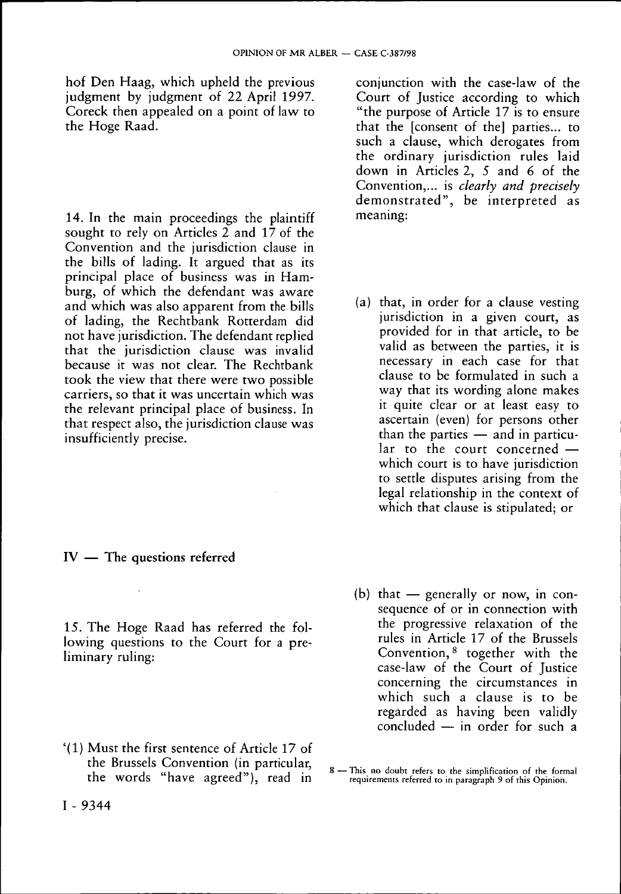hof Den Haag, which upheld the previous judgment by judgment of 22 April 1997. Coreck then appealed on a point of law to the Hoge Raad.

14. In the main proceedings the plaintiff sought to rely on Articles 2 and 17 of the Convention and the jurisdiction clause in the bills of lading. It argued that as its principal place of business was in Hamburg, of which the defendant was aware and which was also apparent from the bills of lading, the Rechtbank Rotterdam did not have jurisdiction. The defendant replied that the jurisdiction clause was invalid because it was not clear. The Rechtbank took the view that there were two possible carriers, so that it was uncertain which was the relevant principal place of business. In that respect also, the jurisdiction clause was insufficiently precise.

## IV — The questions referred

15. The Hoge Raad has referred the following questions to the Court for a preliminary ruling:

'(1) Must the first sentence of Article 17 of the Brussels Convention (in particular, the words "have agreed"), read in conjunction with the case-law of the Court of Justice according to which "the purpose of Article 17 is to ensure that the [consent of the] parties... to such a clause, which derogates from the ordinary jurisdiction rules laid down in Articles 2, 5 and 6 of the Convention,... is *clearly and precisely* demonstrated", be interpreted as meaning:

(a) that, in order for a clause vesting jurisdiction in a given court, as provided for in that article, to be valid as between the parties, it is necessary in each case for that clause to be formulated in such a way that its wording alone makes it quite clear or at least easy to ascertain (even) for persons other than the parties — and in particular to the court concerned — which court is to have jurisdiction to settle disputes arising from the legal relationship in the context of which that clause is stipulated; or

(b) that — generally or now, in consequence of or in connection with the progressive relaxation of the rules in Article 17 of the Brussels Convention,[8] together with the case-law of the Court of Justice concerning the circumstances in which such a clause is to be regarded as having been validly concluded — in order for such a

8 — This no doubt refers to the simplification of the formal requirements referred to in paragraph 9 of this Opinion.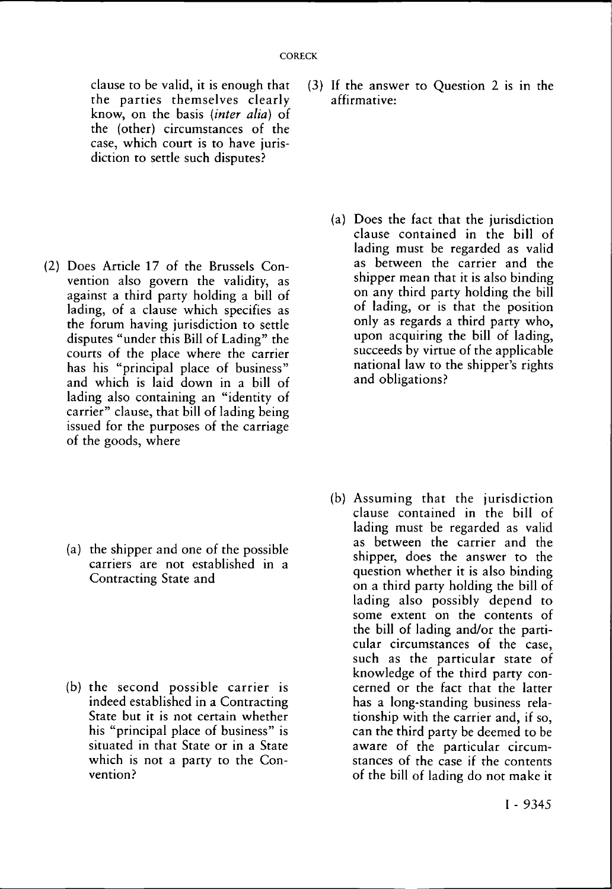clause to be valid, it is enough that the parties themselves clearly know, on the basis (*inter alia*) of the (other) circumstances of the case, which court is to have jurisdiction to settle such disputes?

(2) Does Article 17 of the Brussels Convention also govern the validity, as against a third party holding a bill of lading, of a clause which specifies as the forum having jurisdiction to settle disputes "under this Bill of Lading" the courts of the place where the carrier has his "principal place of business" and which is laid down in a bill of lading also containing an "identity of carrier" clause, that bill of lading being issued for the purposes of the carriage of the goods, where

(a) the shipper and one of the possible carriers are not established in a Contracting State and

(b) the second possible carrier is indeed established in a Contracting State but it is not certain whether his "principal place of business" is situated in that State or in a State which is not a party to the Convention?

(3) If the answer to Question 2 is in the affirmative:

(a) Does the fact that the jurisdiction clause contained in the bill of lading must be regarded as valid as between the carrier and the shipper mean that it is also binding on any third party holding the bill of lading, or is that the position only as regards a third party who, upon acquiring the bill of lading, succeeds by virtue of the applicable national law to the shipper's rights and obligations?

(b) Assuming that the jurisdiction clause contained in the bill of lading must be regarded as valid as between the carrier and the shipper, does the answer to the question whether it is also binding on a third party holding the bill of lading also possibly depend to some extent on the contents of the bill of lading and/or the particular circumstances of the case, such as the particular state of knowledge of the third party concerned or the fact that the latter has a long-standing business relationship with the carrier and, if so, can the third party be deemed to be aware of the particular circumstances of the case if the contents of the bill of lading do not make it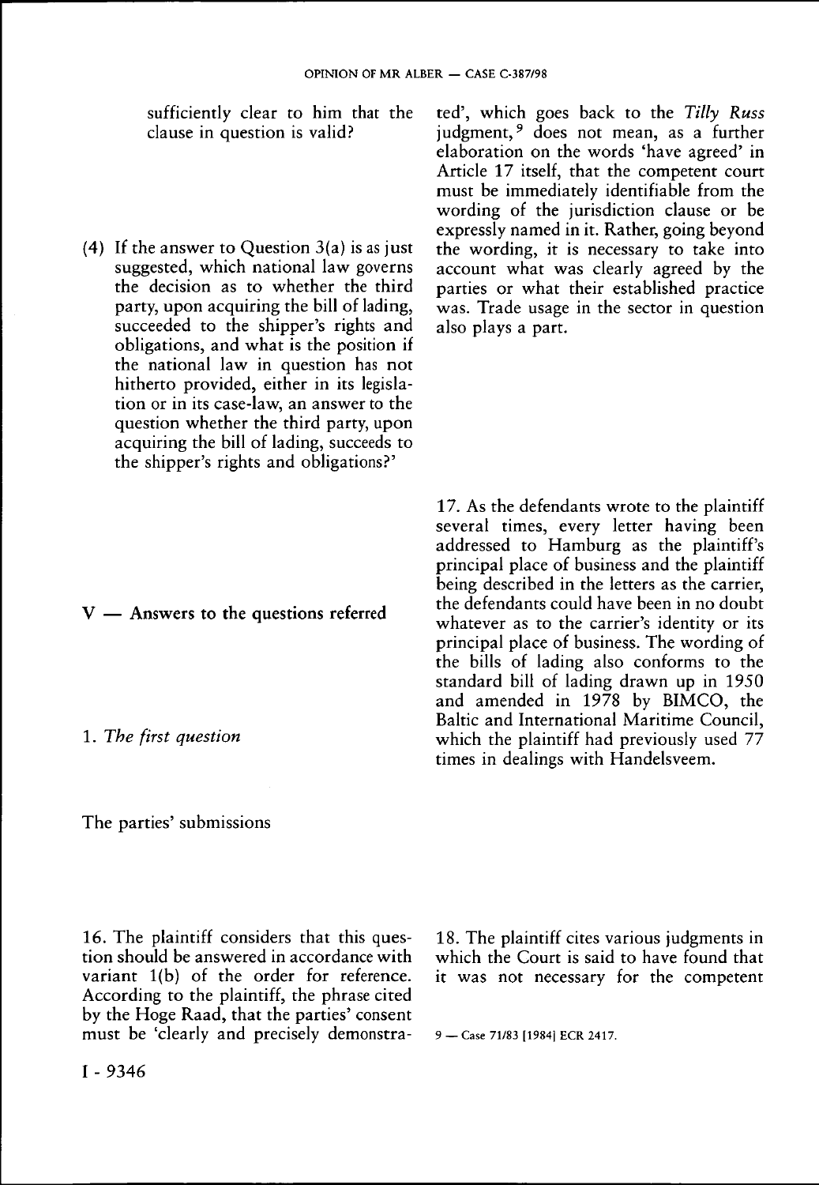sufficiently clear to him that the clause in question is valid?

(4) If the answer to Question 3(a) is as just suggested, which national law governs the decision as to whether the third party, upon acquiring the bill of lading, succeeded to the shipper's rights and obligations, and what is the position if the national law in question has not hitherto provided, either in its legislation or in its case-law, an answer to the question whether the third party, upon acquiring the bill of lading, succeeds to the shipper's rights and obligations?'

## V — Answers to the questions referred

### 1. *The first question*

The parties' submissions

16. The plaintiff considers that this question should be answered in accordance with variant 1(b) of the order for reference. According to the plaintiff, the phrase cited by the Hoge Raad, that the parties' consent must be 'clearly and precisely demonstrated', which goes back to the *Tilly Russ* judgment,[9] does not mean, as a further elaboration on the words 'have agreed' in Article 17 itself, that the competent court must be immediately identifiable from the wording of the jurisdiction clause or be expressly named in it. Rather, going beyond the wording, it is necessary to take into account what was clearly agreed by the parties or what their established practice was. Trade usage in the sector in question also plays a part.

17. As the defendants wrote to the plaintiff several times, every letter having been addressed to Hamburg as the plaintiff's principal place of business and the plaintiff being described in the letters as the carrier, the defendants could have been in no doubt whatever as to the carrier's identity or its principal place of business. The wording of the bills of lading also conforms to the standard bill of lading drawn up in 1950 and amended in 1978 by BIMCO, the Baltic and International Maritime Council, which the plaintiff had previously used 77 times in dealings with Handelsveem.

18. The plaintiff cites various judgments in which the Court is said to have found that it was not necessary for the competent

9 — Case 71/83 [1984] ECR 2417.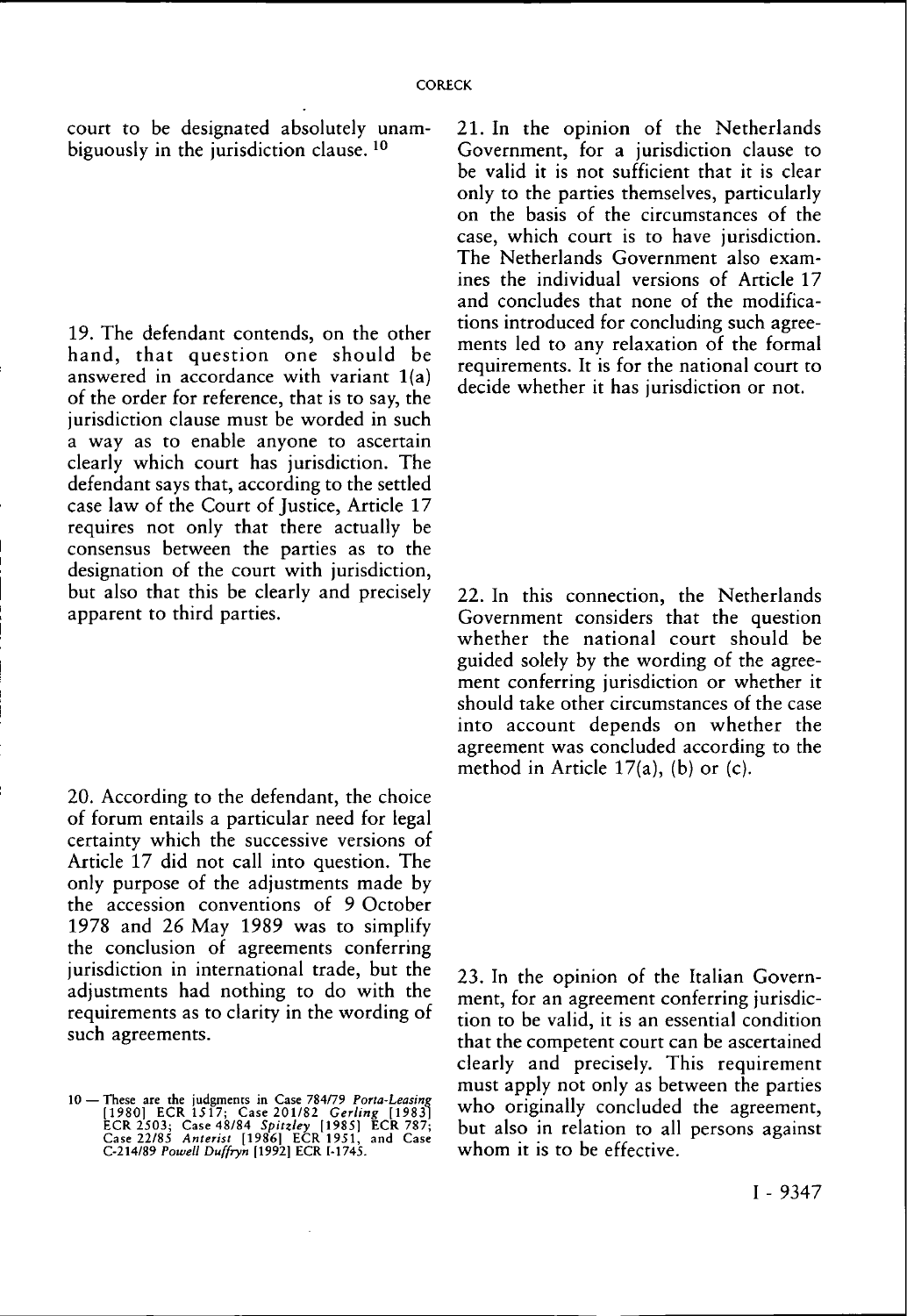court to be designated absolutely unambiguously in the jurisdiction clause. [10]

19. The defendant contends, on the other hand, that question one should be answered in accordance with variant 1(a) of the order for reference, that is to say, the jurisdiction clause must be worded in such a way as to enable anyone to ascertain clearly which court has jurisdiction. The defendant says that, according to the settled case law of the Court of Justice, Article 17 requires not only that there actually be consensus between the parties as to the designation of the court with jurisdiction, but also that this be clearly and precisely apparent to third parties.

20. According to the defendant, the choice of forum entails a particular need for legal certainty which the successive versions of Article 17 did not call into question. The only purpose of the adjustments made by the accession conventions of 9 October 1978 and 26 May 1989 was to simplify the conclusion of agreements conferring jurisdiction in international trade, but the adjustments had nothing to do with the requirements as to clarity in the wording of such agreements.

21. In the opinion of the Netherlands Government, for a jurisdiction clause to be valid it is not sufficient that it is clear only to the parties themselves, particularly on the basis of the circumstances of the case, which court is to have jurisdiction. The Netherlands Government also examines the individual versions of Article 17 and concludes that none of the modifications introduced for concluding such agreements led to any relaxation of the formal requirements. It is for the national court to decide whether it has jurisdiction or not.

22. In this connection, the Netherlands Government considers that the question whether the national court should be guided solely by the wording of the agreement conferring jurisdiction or whether it should take other circumstances of the case into account depends on whether the agreement was concluded according to the method in Article 17(a), (b) or (c).

23. In the opinion of the Italian Government, for an agreement conferring jurisdiction to be valid, it is an essential condition that the competent court can be ascertained clearly and precisely. This requirement must apply not only as between the parties who originally concluded the agreement, but also in relation to all persons against whom it is to be effective.

10 — These are the judgments in Case 784/79 *Porta-Leasing* [1980] ECR 1517; Case 201/82 *Gerling* [1983] ECR 2503; Case 48/84 *Spitzley* [1985] ECR 787; Case 22/85 *Anterist* [1986] ECR 1951, and Case C-214/89 *Powell Duffryn* [1992] ECR I-1745.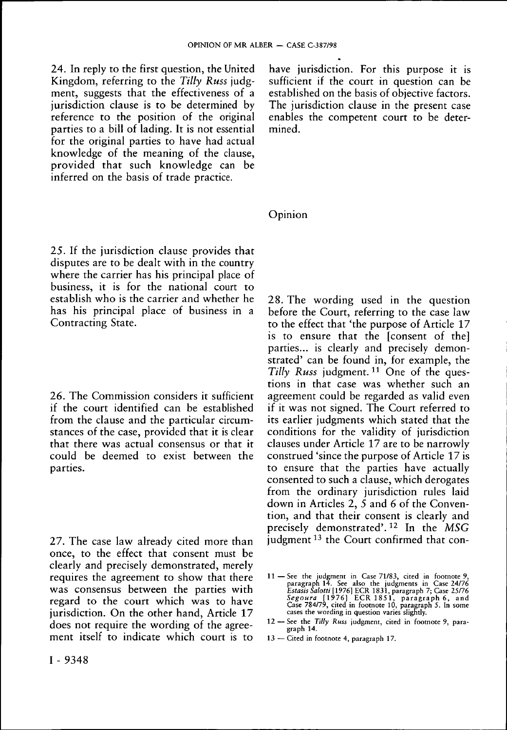24. In reply to the first question, the United Kingdom, referring to the *Tilly Russ* judgment, suggests that the effectiveness of a jurisdiction clause is to be determined by reference to the position of the original parties to a bill of lading. It is not essential for the original parties to have had actual knowledge of the meaning of the clause, provided that such knowledge can be inferred on the basis of trade practice.

25. If the jurisdiction clause provides that disputes are to be dealt with in the country where the carrier has his principal place of business, it is for the national court to establish who is the carrier and whether he has his principal place of business in a Contracting State.

26. The Commission considers it sufficient if the court identified can be established from the clause and the particular circumstances of the case, provided that it is clear that there was actual consensus or that it could be deemed to exist between the parties.

27. The case law already cited more than once, to the effect that consent must be clearly and precisely demonstrated, merely requires the agreement to show that there was consensus between the parties with regard to the court which was to have jurisdiction. On the other hand, Article 17 does not require the wording of the agreement itself to indicate which court is to have jurisdiction. For this purpose it is sufficient if the court in question can be established on the basis of objective factors. The jurisdiction clause in the present case enables the competent court to be determined.

## Opinion

28. The wording used in the question before the Court, referring to the case law to the effect that 'the purpose of Article 17 is to ensure that the [consent of the] parties... is clearly and precisely demonstrated' can be found in, for example, the *Tilly Russ* judgment.[11] One of the questions in that case was whether such an agreement could be regarded as valid even if it was not signed. The Court referred to its earlier judgments which stated that the conditions for the validity of jurisdiction clauses under Article 17 are to be narrowly construed 'since the purpose of Article 17 is to ensure that the parties have actually consented to such a clause, which derogates from the ordinary jurisdiction rules laid down in Articles 2, 5 and 6 of the Convention, and that their consent is clearly and precisely demonstrated'.[12] In the *MSG* judgment[13] the Court confirmed that con-

11 — See the judgment in Case 71/83, cited in footnote 9, paragraph 14. See also the judgments in Case 24/76 *Estasis Salotti* [1976] ECR 1831, paragraph 7; Case 25/76 *Segoura* [1976] ECR 1851, paragraph 6, and Case 784/79, cited in footnote 10, paragraph 5. In some cases the wording in question varies slightly.

12 — See the *Tilly Russ* judgment, cited in footnote 9, paragraph 14.

13 — Cited in footnote 4, paragraph 17.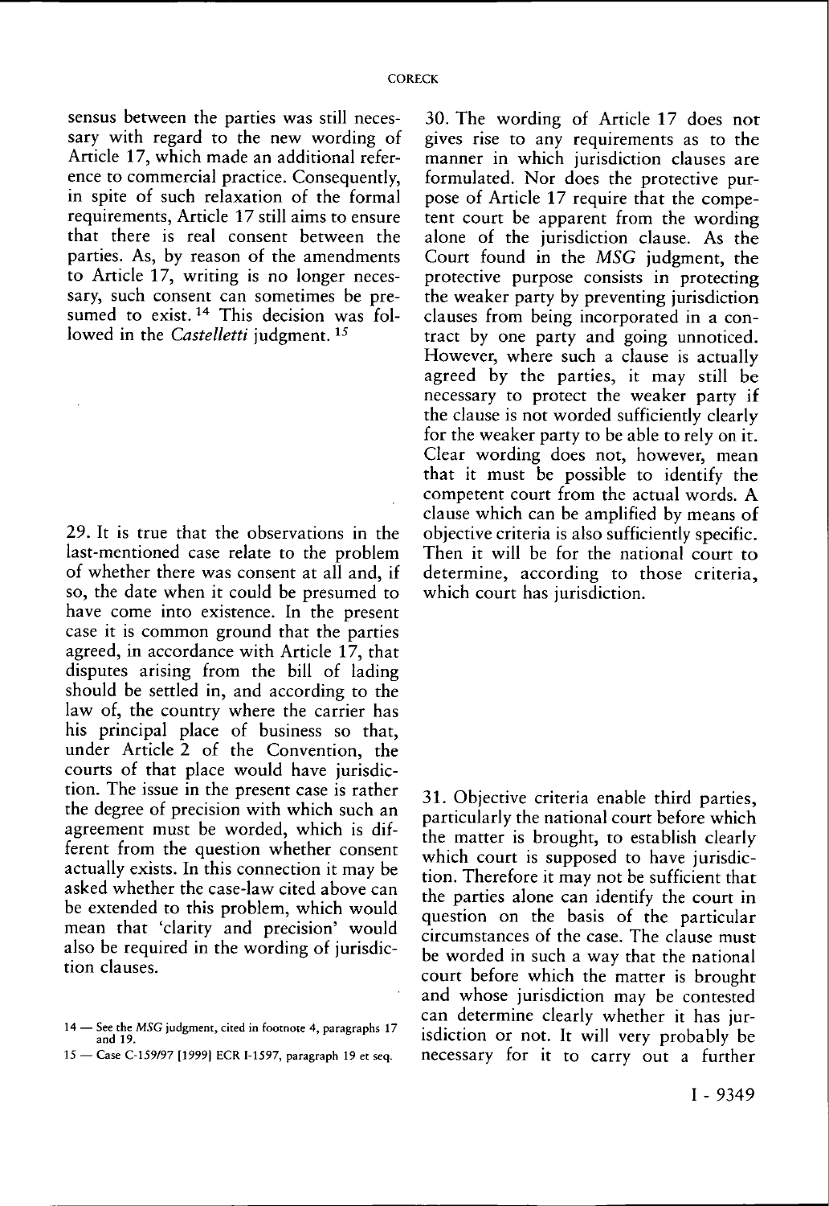sensus between the parties was still necessary with regard to the new wording of Article 17, which made an additional reference to commercial practice. Consequently, in spite of such relaxation of the formal requirements, Article 17 still aims to ensure that there is real consent between the parties. As, by reason of the amendments to Article 17, writing is no longer necessary, such consent can sometimes be presumed to exist. [14] This decision was followed in the *Castelletti* judgment. [15]

29. It is true that the observations in the last-mentioned case relate to the problem of whether there was consent at all and, if so, the date when it could be presumed to have come into existence. In the present case it is common ground that the parties agreed, in accordance with Article 17, that disputes arising from the bill of lading should be settled in, and according to the law of, the country where the carrier has his principal place of business so that, under Article 2 of the Convention, the courts of that place would have jurisdiction. The issue in the present case is rather the degree of precision with which such an agreement must be worded, which is different from the question whether consent actually exists. In this connection it may be asked whether the case-law cited above can be extended to this problem, which would mean that 'clarity and precision' would also be required in the wording of jurisdiction clauses.

30. The wording of Article 17 does not gives rise to any requirements as to the manner in which jurisdiction clauses are formulated. Nor does the protective purpose of Article 17 require that the competent court be apparent from the wording alone of the jurisdiction clause. As the Court found in the *MSG* judgment, the protective purpose consists in protecting the weaker party by preventing jurisdiction clauses from being incorporated in a contract by one party and going unnoticed. However, where such a clause is actually agreed by the parties, it may still be necessary to protect the weaker party if the clause is not worded sufficiently clearly for the weaker party to be able to rely on it. Clear wording does not, however, mean that it must be possible to identify the competent court from the actual words. A clause which can be amplified by means of objective criteria is also sufficiently specific. Then it will be for the national court to determine, according to those criteria, which court has jurisdiction.

31. Objective criteria enable third parties, particularly the national court before which the matter is brought, to establish clearly which court is supposed to have jurisdiction. Therefore it may not be sufficient that the parties alone can identify the court in question on the basis of the particular circumstances of the case. The clause must be worded in such a way that the national court before which the matter is brought and whose jurisdiction may be contested can determine clearly whether it has jurisdiction or not. It will very probably be necessary for it to carry out a further

14 — See the *MSG* judgment, cited in footnote 4, paragraphs 17 and 19.

15 — Case C-159/97 [1999] ECR I-1597, paragraph 19 et seq.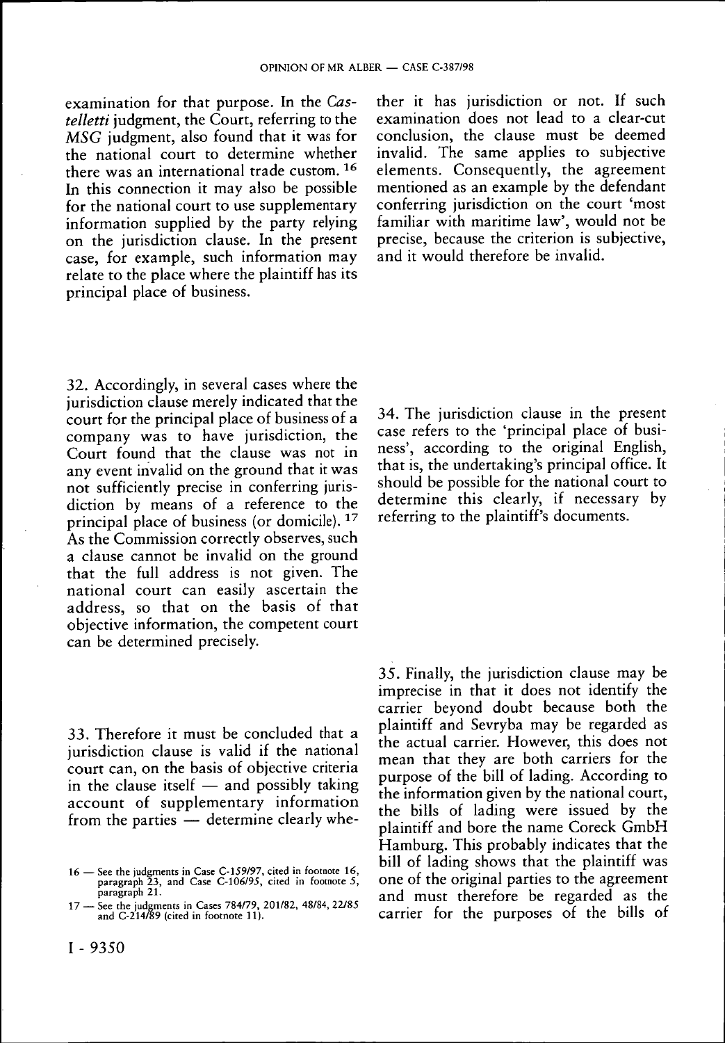examination for that purpose. In the *Castelletti* judgment, the Court, referring to the *MSG* judgment, also found that it was for the national court to determine whether there was an international trade custom. [16] In this connection it may also be possible for the national court to use supplementary information supplied by the party relying on the jurisdiction clause. In the present case, for example, such information may relate to the place where the plaintiff has its principal place of business.

32. Accordingly, in several cases where the jurisdiction clause merely indicated that the court for the principal place of business of a company was to have jurisdiction, the Court found that the clause was not in any event invalid on the ground that it was not sufficiently precise in conferring jurisdiction by means of a reference to the principal place of business (or domicile). [17] As the Commission correctly observes, such a clause cannot be invalid on the ground that the full address is not given. The national court can easily ascertain the address, so that on the basis of that objective information, the competent court can be determined precisely.

33. Therefore it must be concluded that a jurisdiction clause is valid if the national court can, on the basis of objective criteria in the clause itself — and possibly taking account of supplementary information from the parties — determine clearly whether it has jurisdiction or not. If such examination does not lead to a clear-cut conclusion, the clause must be deemed invalid. The same applies to subjective elements. Consequently, the agreement mentioned as an example by the defendant conferring jurisdiction on the court 'most familiar with maritime law', would not be precise, because the criterion is subjective, and it would therefore be invalid.

34. The jurisdiction clause in the present case refers to the 'principal place of business', according to the original English, that is, the undertaking's principal office. It should be possible for the national court to determine this clearly, if necessary by referring to the plaintiff's documents.

35. Finally, the jurisdiction clause may be imprecise in that it does not identify the carrier beyond doubt because both the plaintiff and Sevryba may be regarded as the actual carrier. However, this does not mean that they are both carriers for the purpose of the bill of lading. According to the information given by the national court, the bills of lading were issued by the plaintiff and bore the name Coreck GmbH Hamburg. This probably indicates that the bill of lading shows that the plaintiff was one of the original parties to the agreement and must therefore be regarded as the carrier for the purposes of the bills of

16 — See the judgments in Case C-159/97, cited in footnote 16, paragraph 23, and Case C-106/95, cited in footnote 5, paragraph 21.

17 — See the judgments in Cases 784/79, 201/82, 48/84, 22/85 and C-214/89 (cited in footnote 11).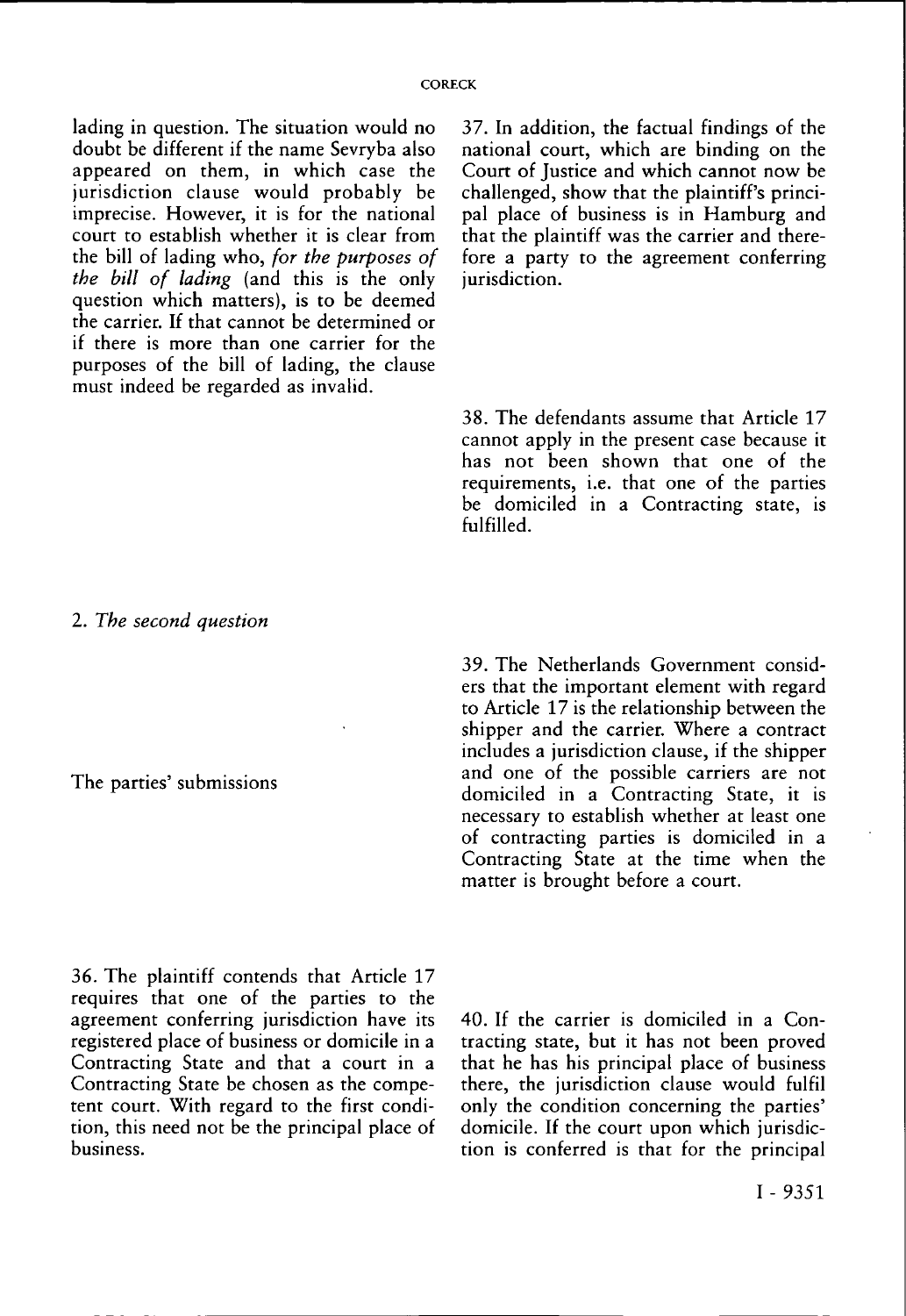lading in question. The situation would no doubt be different if the name Sevryba also appeared on them, in which case the jurisdiction clause would probably be imprecise. However, it is for the national court to establish whether it is clear from the bill of lading who, *for the purposes of the bill of lading* (and this is the only question which matters), is to be deemed the carrier. If that cannot be determined or if there is more than one carrier for the purposes of the bill of lading, the clause must indeed be regarded as invalid.

## 2. *The second question*

The parties' submissions

36. The plaintiff contends that Article 17 requires that one of the parties to the agreement conferring jurisdiction have its registered place of business or domicile in a Contracting State and that a court in a Contracting State be chosen as the competent court. With regard to the first condition, this need not be the principal place of business.

37. In addition, the factual findings of the national court, which are binding on the Court of Justice and which cannot now be challenged, show that the plaintiff's principal place of business is in Hamburg and that the plaintiff was the carrier and therefore a party to the agreement conferring jurisdiction.

38. The defendants assume that Article 17 cannot apply in the present case because it has not been shown that one of the requirements, i.e. that one of the parties be domiciled in a Contracting state, is fulfilled.

39. The Netherlands Government considers that the important element with regard to Article 17 is the relationship between the shipper and the carrier. Where a contract includes a jurisdiction clause, if the shipper and one of the possible carriers are not domiciled in a Contracting State, it is necessary to establish whether at least one of contracting parties is domiciled in a Contracting State at the time when the matter is brought before a court.

40. If the carrier is domiciled in a Contracting state, but it has not been proved that he has his principal place of business there, the jurisdiction clause would fulfil only the condition concerning the parties' domicile. If the court upon which jurisdiction is conferred is that for the principal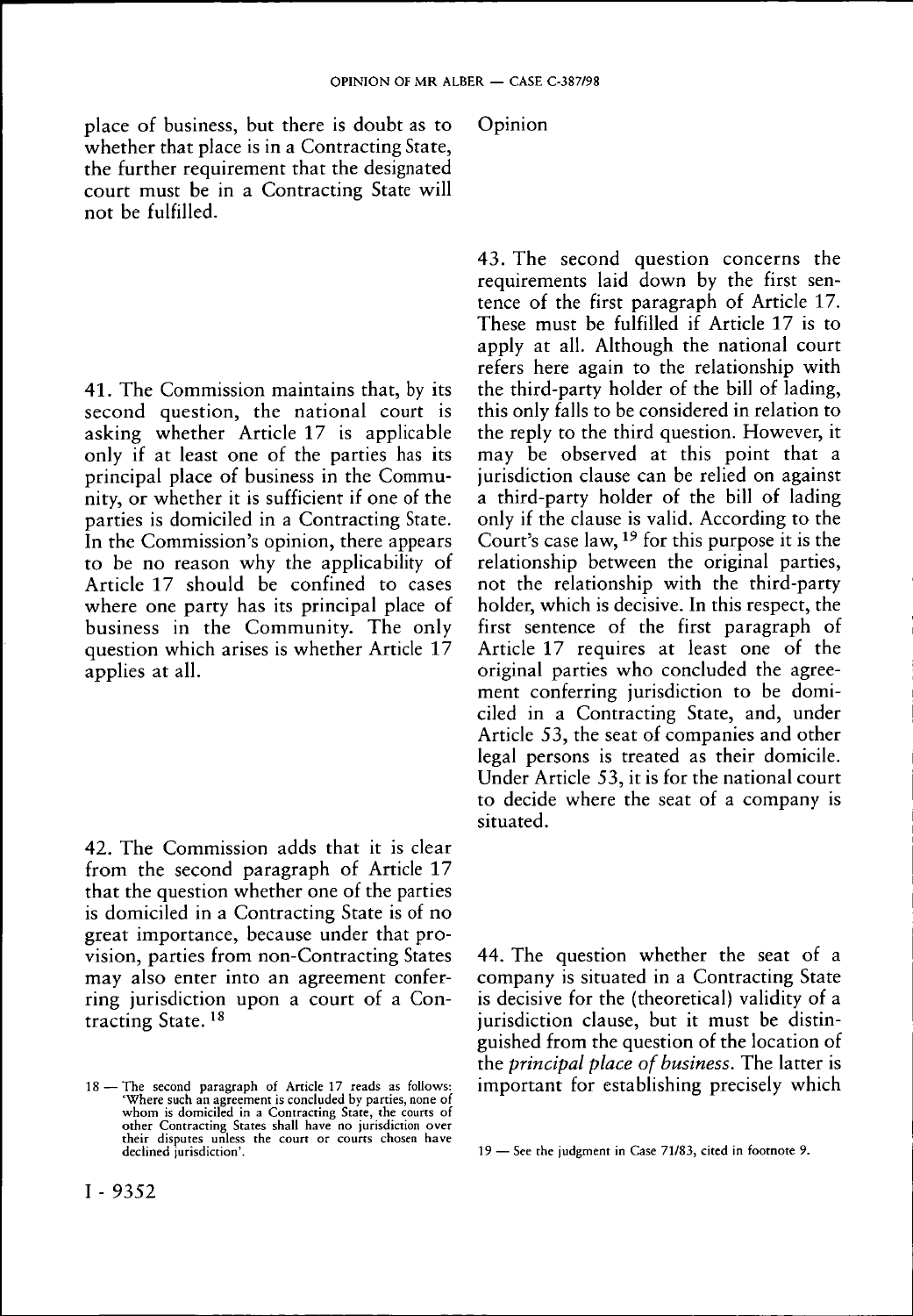place of business, but there is doubt as to whether that place is in a Contracting State, the further requirement that the designated court must be in a Contracting State will not be fulfilled.

41. The Commission maintains that, by its second question, the national court is asking whether Article 17 is applicable only if at least one of the parties has its principal place of business in the Community, or whether it is sufficient if one of the parties is domiciled in a Contracting State. In the Commission's opinion, there appears to be no reason why the applicability of Article 17 should be confined to cases where one party has its principal place of business in the Community. The only question which arises is whether Article 17 applies at all.

42. The Commission adds that it is clear from the second paragraph of Article 17 that the question whether one of the parties is domiciled in a Contracting State is of no great importance, because under that provision, parties from non-Contracting States may also enter into an agreement conferring jurisdiction upon a court of a Contracting State. [18]

## Opinion

43. The second question concerns the requirements laid down by the first sentence of the first paragraph of Article 17. These must be fulfilled if Article 17 is to apply at all. Although the national court refers here again to the relationship with the third-party holder of the bill of lading, this only falls to be considered in relation to the reply to the third question. However, it may be observed at this point that a jurisdiction clause can be relied on against a third-party holder of the bill of lading only if the clause is valid. According to the Court's case law, [19] for this purpose it is the relationship between the original parties, not the relationship with the third-party holder, which is decisive. In this respect, the first sentence of the first paragraph of Article 17 requires at least one of the original parties who concluded the agreement conferring jurisdiction to be domiciled in a Contracting State, and, under Article 53, the seat of companies and other legal persons is treated as their domicile. Under Article 53, it is for the national court to decide where the seat of a company is situated.

44. The question whether the seat of a company is situated in a Contracting State is decisive for the (theoretical) validity of a jurisdiction clause, but it must be distinguished from the question of the location of the *principal place of business*. The latter is important for establishing precisely which

---

18 — The second paragraph of Article 17 reads as follows: 'Where such an agreement is concluded by parties, none of whom is domiciled in a Contracting State, the courts of other Contracting States shall have no jurisdiction over their disputes unless the court or courts chosen have declined jurisdiction'.

19 — See the judgment in Case 71/83, cited in footnote 9.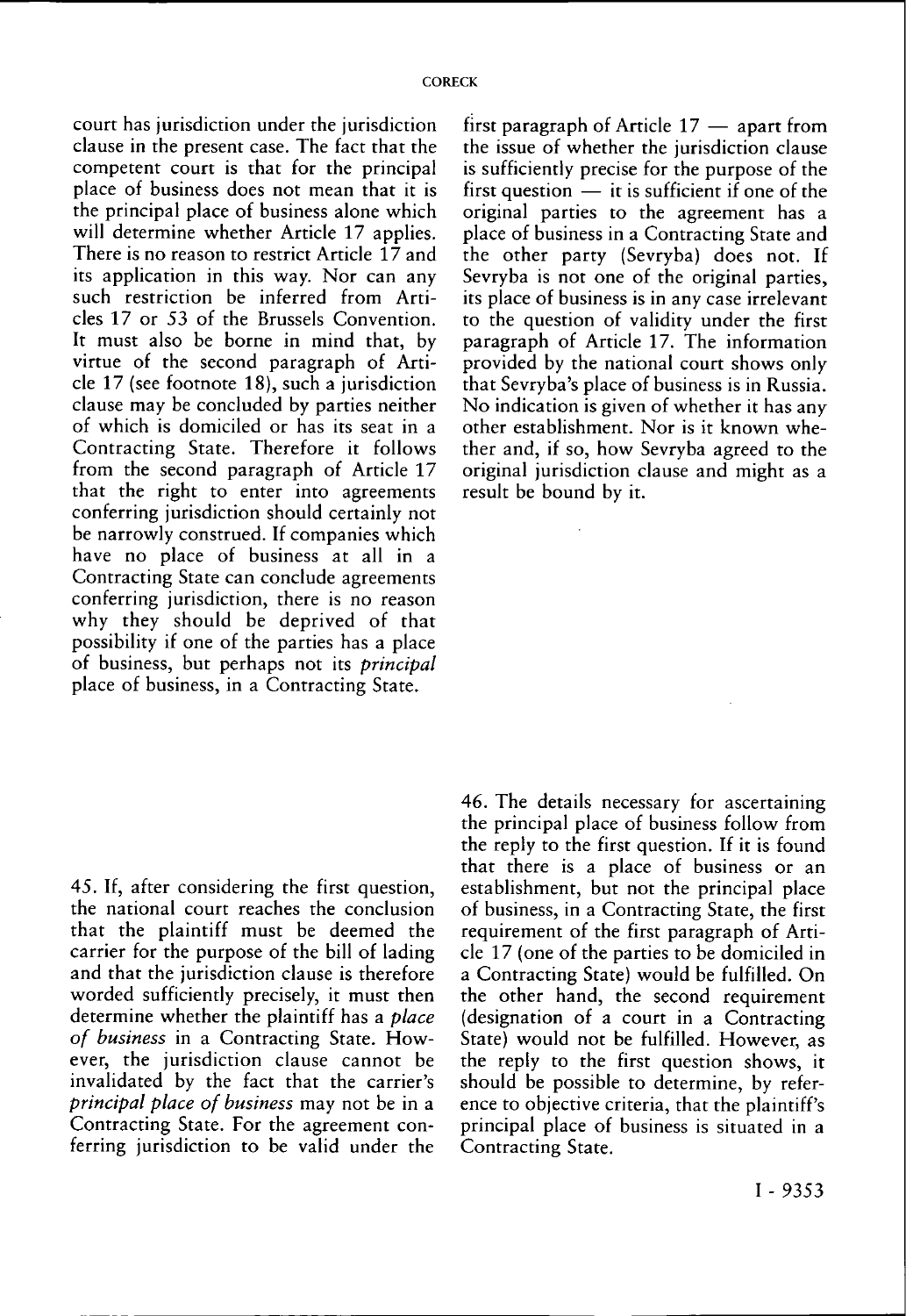court has jurisdiction under the jurisdiction clause in the present case. The fact that the competent court is that for the principal place of business does not mean that it is the principal place of business alone which will determine whether Article 17 applies. There is no reason to restrict Article 17 and its application in this way. Nor can any such restriction be inferred from Articles 17 or 53 of the Brussels Convention. It must also be borne in mind that, by virtue of the second paragraph of Article 17 (see footnote 18), such a jurisdiction clause may be concluded by parties neither of which is domiciled or has its seat in a Contracting State. Therefore it follows from the second paragraph of Article 17 that the right to enter into agreements conferring jurisdiction should certainly not be narrowly construed. If companies which have no place of business at all in a Contracting State can conclude agreements conferring jurisdiction, there is no reason why they should be deprived of that possibility if one of the parties has a place of business, but perhaps not its *principal* place of business, in a Contracting State.

45. If, after considering the first question, the national court reaches the conclusion that the plaintiff must be deemed the carrier for the purpose of the bill of lading and that the jurisdiction clause is therefore worded sufficiently precisely, it must then determine whether the plaintiff has a *place of business* in a Contracting State. However, the jurisdiction clause cannot be invalidated by the fact that the carrier's *principal place of business* may not be in a Contracting State. For the agreement conferring jurisdiction to be valid under the first paragraph of Article 17 — apart from the issue of whether the jurisdiction clause is sufficiently precise for the purpose of the first question — it is sufficient if one of the original parties to the agreement has a place of business in a Contracting State and the other party (Sevryba) does not. If Sevryba is not one of the original parties, its place of business is in any case irrelevant to the question of validity under the first paragraph of Article 17. The information provided by the national court shows only that Sevryba's place of business is in Russia. No indication is given of whether it has any other establishment. Nor is it known whether and, if so, how Sevryba agreed to the original jurisdiction clause and might as a result be bound by it.

46. The details necessary for ascertaining the principal place of business follow from the reply to the first question. If it is found that there is a place of business or an establishment, but not the principal place of business, in a Contracting State, the first requirement of the first paragraph of Article 17 (one of the parties to be domiciled in a Contracting State) would be fulfilled. On the other hand, the second requirement (designation of a court in a Contracting State) would not be fulfilled. However, as the reply to the first question shows, it should be possible to determine, by reference to objective criteria, that the plaintiff's principal place of business is situated in a Contracting State.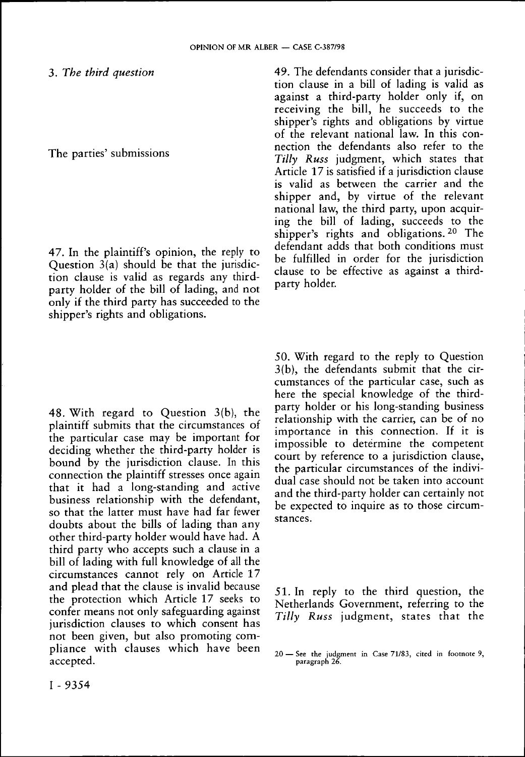### 3. *The third question*

The parties' submissions

47. In the plaintiff's opinion, the reply to Question 3(a) should be that the jurisdiction clause is valid as regards any third-party holder of the bill of lading, and not only if the third party has succeeded to the shipper's rights and obligations.

48. With regard to Question 3(b), the plaintiff submits that the circumstances of the particular case may be important for deciding whether the third-party holder is bound by the jurisdiction clause. In this connection the plaintiff stresses once again that it had a long-standing and active business relationship with the defendant, so that the latter must have had far fewer doubts about the bills of lading than any other third-party holder would have had. A third party who accepts such a clause in a bill of lading with full knowledge of all the circumstances cannot rely on Article 17 and plead that the clause is invalid because the protection which Article 17 seeks to confer means not only safeguarding against jurisdiction clauses to which consent has not been given, but also promoting compliance with clauses which have been accepted.

49. The defendants consider that a jurisdiction clause in a bill of lading is valid as against a third-party holder only if, on receiving the bill, he succeeds to the shipper's rights and obligations by virtue of the relevant national law. In this connection the defendants also refer to the *Tilly Russ* judgment, which states that Article 17 is satisfied if a jurisdiction clause is valid as between the carrier and the shipper and, by virtue of the relevant national law, the third party, upon acquiring the bill of lading, succeeds to the shipper's rights and obligations.[20] The defendant adds that both conditions must be fulfilled in order for the jurisdiction clause to be effective as against a third-party holder.

50. With regard to the reply to Question 3(b), the defendants submit that the circumstances of the particular case, such as here the special knowledge of the third-party holder or his long-standing business relationship with the carrier, can be of no importance in this connection. If it is impossible to determine the competent court by reference to a jurisdiction clause, the particular circumstances of the individual case should not be taken into account and the third-party holder can certainly not be expected to inquire as to those circumstances.

51. In reply to the third question, the Netherlands Government, referring to the *Tilly Russ* judgment, states that the

20 — See the judgment in Case 71/83, cited in footnote 9, paragraph 26.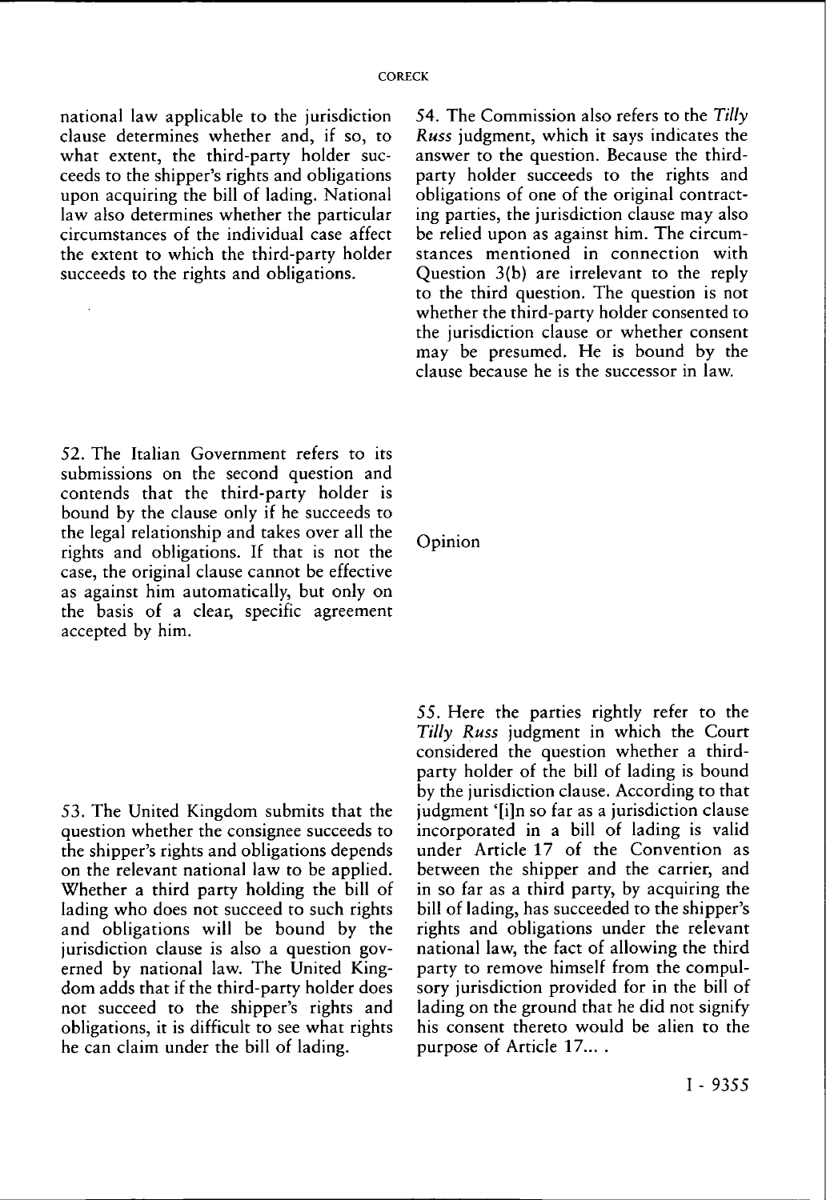national law applicable to the jurisdiction clause determines whether and, if so, to what extent, the third-party holder succeeds to the shipper's rights and obligations upon acquiring the bill of lading. National law also determines whether the particular circumstances of the individual case affect the extent to which the third-party holder succeeds to the rights and obligations.

52. The Italian Government refers to its submissions on the second question and contends that the third-party holder is bound by the clause only if he succeeds to the legal relationship and takes over all the rights and obligations. If that is not the case, the original clause cannot be effective as against him automatically, but only on the basis of a clear, specific agreement accepted by him.

53. The United Kingdom submits that the question whether the consignee succeeds to the shipper's rights and obligations depends on the relevant national law to be applied. Whether a third party holding the bill of lading who does not succeed to such rights and obligations will be bound by the jurisdiction clause is also a question governed by national law. The United Kingdom adds that if the third-party holder does not succeed to the shipper's rights and obligations, it is difficult to see what rights he can claim under the bill of lading.

54. The Commission also refers to the *Tilly Russ* judgment, which it says indicates the answer to the question. Because the third-party holder succeeds to the rights and obligations of one of the original contracting parties, the jurisdiction clause may also be relied upon as against him. The circumstances mentioned in connection with Question 3(b) are irrelevant to the reply to the third question. The question is not whether the third-party holder consented to the jurisdiction clause or whether consent may be presumed. He is bound by the clause because he is the successor in law.

## Opinion

55. Here the parties rightly refer to the *Tilly Russ* judgment in which the Court considered the question whether a third-party holder of the bill of lading is bound by the jurisdiction clause. According to that judgment '[i]n so far as a jurisdiction clause incorporated in a bill of lading is valid under Article 17 of the Convention as between the shipper and the carrier, and in so far as a third party, by acquiring the bill of lading, has succeeded to the shipper's rights and obligations under the relevant national law, the fact of allowing the third party to remove himself from the compulsory jurisdiction provided for in the bill of lading on the ground that he did not signify his consent thereto would be alien to the purpose of Article 17... .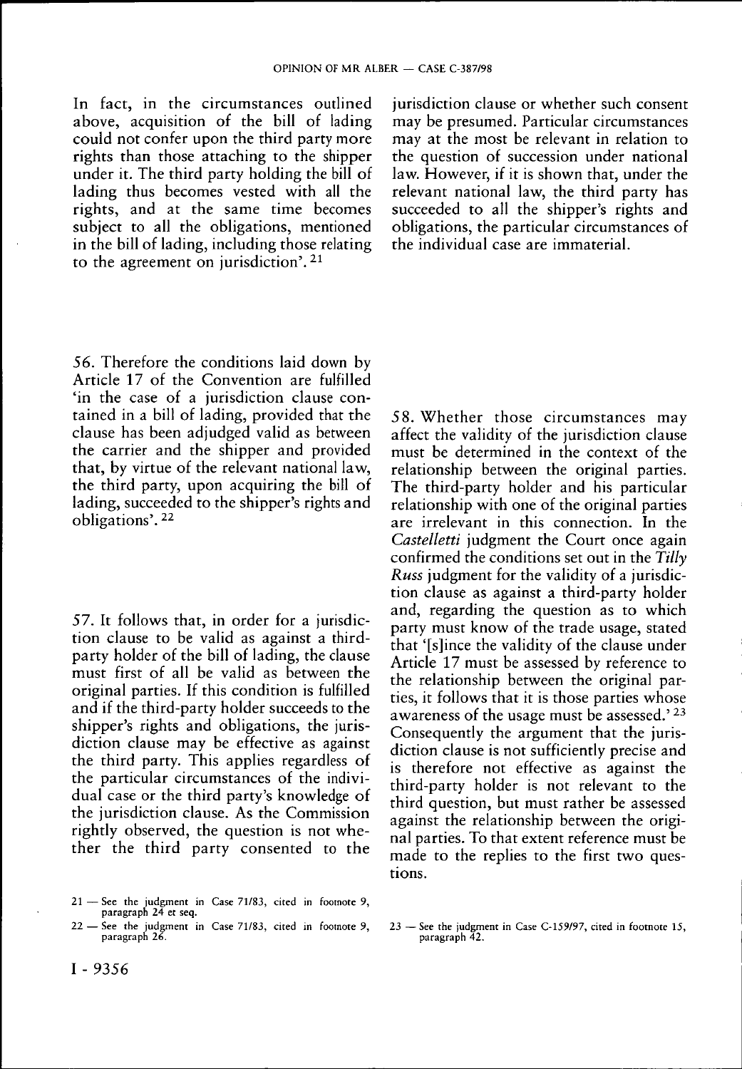In fact, in the circumstances outlined above, acquisition of the bill of lading could not confer upon the third party more rights than those attaching to the shipper under it. The third party holding the bill of lading thus becomes vested with all the rights, and at the same time becomes subject to all the obligations, mentioned in the bill of lading, including those relating to the agreement on jurisdiction'. [21]

56. Therefore the conditions laid down by Article 17 of the Convention are fulfilled 'in the case of a jurisdiction clause contained in a bill of lading, provided that the clause has been adjudged valid as between the carrier and the shipper and provided that, by virtue of the relevant national law, the third party, upon acquiring the bill of lading, succeeded to the shipper's rights and obligations'. [22]

57. It follows that, in order for a jurisdiction clause to be valid as against a third-party holder of the bill of lading, the clause must first of all be valid as between the original parties. If this condition is fulfilled and if the third-party holder succeeds to the shipper's rights and obligations, the jurisdiction clause may be effective as against the third party. This applies regardless of the particular circumstances of the individual case or the third party's knowledge of the jurisdiction clause. As the Commission rightly observed, the question is not whether the third party consented to the jurisdiction clause or whether such consent may be presumed. Particular circumstances may at the most be relevant in relation to the question of succession under national law. However, if it is shown that, under the relevant national law, the third party has succeeded to all the shipper's rights and obligations, the particular circumstances of the individual case are immaterial.

58. Whether those circumstances may affect the validity of the jurisdiction clause must be determined in the context of the relationship between the original parties. The third-party holder and his particular relationship with one of the original parties are irrelevant in this connection. In the *Castelletti* judgment the Court once again confirmed the conditions set out in the *Tilly Russ* judgment for the validity of a jurisdiction clause as against a third-party holder and, regarding the question as to which party must know of the trade usage, stated that '[s]ince the validity of the clause under Article 17 must be assessed by reference to the relationship between the original parties, it follows that it is those parties whose awareness of the usage must be assessed.' [23] Consequently the argument that the jurisdiction clause is not sufficiently precise and is therefore not effective as against the third-party holder is not relevant to the third question, but must rather be assessed against the relationship between the original parties. To that extent reference must be made to the replies to the first two questions.

21 — See the judgment in Case 71/83, cited in footnote 9, paragraph 24 et seq.

22 — See the judgment in Case 71/83, cited in footnote 9, paragraph 26.

23 — See the judgment in Case C-159/97, cited in footnote 15, paragraph 42.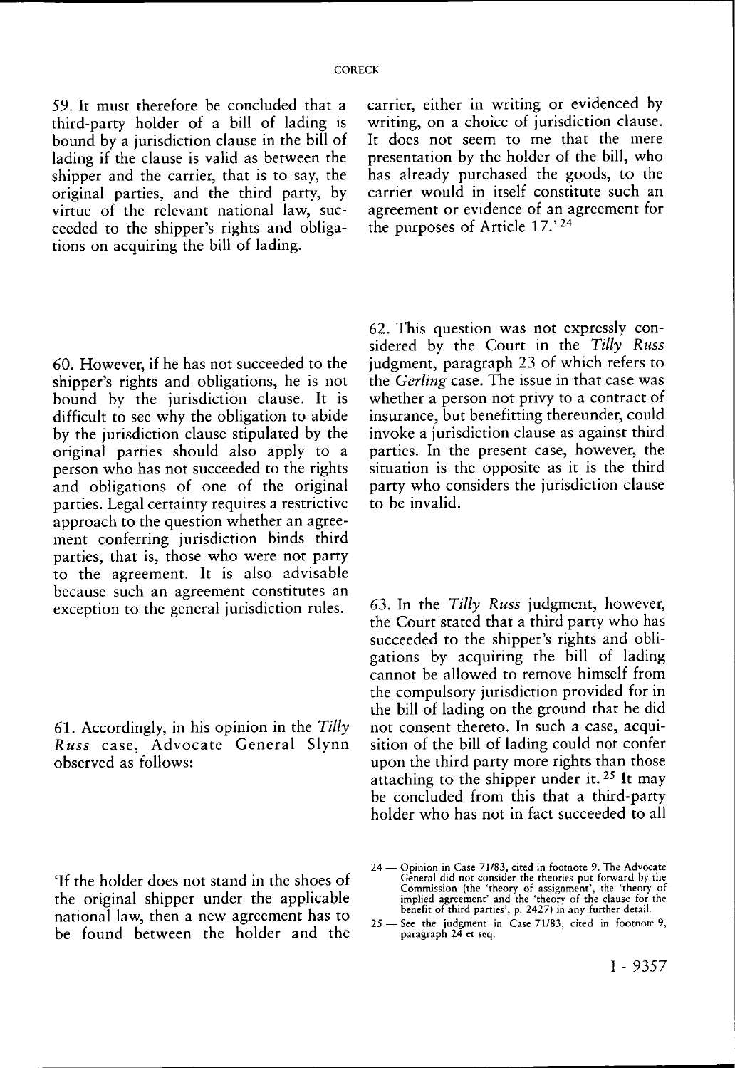59. It must therefore be concluded that a third-party holder of a bill of lading is bound by a jurisdiction clause in the bill of lading if the clause is valid as between the shipper and the carrier, that is to say, the original parties, and the third party, by virtue of the relevant national law, succeeded to the shipper's rights and obligations on acquiring the bill of lading.

60. However, if he has not succeeded to the shipper's rights and obligations, he is not bound by the jurisdiction clause. It is difficult to see why the obligation to abide by the jurisdiction clause stipulated by the original parties should also apply to a person who has not succeeded to the rights and obligations of one of the original parties. Legal certainty requires a restrictive approach to the question whether an agreement conferring jurisdiction binds third parties, that is, those who were not party to the agreement. It is also advisable because such an agreement constitutes an exception to the general jurisdiction rules.

61. Accordingly, in his opinion in the *Tilly Russ* case, Advocate General Slynn observed as follows:

'If the holder does not stand in the shoes of the original shipper under the applicable national law, then a new agreement has to be found between the holder and the carrier, either in writing or evidenced by writing, on a choice of jurisdiction clause. It does not seem to me that the mere presentation by the holder of the bill, who has already purchased the goods, to the carrier would in itself constitute such an agreement or evidence of an agreement for the purposes of Article 17.' [24]

62. This question was not expressly considered by the Court in the *Tilly Russ* judgment, paragraph 23 of which refers to the *Gerling* case. The issue in that case was whether a person not privy to a contract of insurance, but benefitting thereunder, could invoke a jurisdiction clause as against third parties. In the present case, however, the situation is the opposite as it is the third party who considers the jurisdiction clause to be invalid.

63. In the *Tilly Russ* judgment, however, the Court stated that a third party who has succeeded to the shipper's rights and obligations by acquiring the bill of lading cannot be allowed to remove himself from the compulsory jurisdiction provided for in the bill of lading on the ground that he did not consent thereto. In such a case, acquisition of the bill of lading could not confer upon the third party more rights than those attaching to the shipper under it. [25] It may be concluded from this that a third-party holder who has not in fact succeeded to all

24 — Opinion in Case 71/83, cited in footnote 9. The Advocate General did not consider the theories put forward by the Commission (the 'theory of assignment', the 'theory of implied agreement' and the 'theory of the clause for the benefit of third parties', p. 2427) in any further detail.

25 — See the judgment in Case 71/83, cited in footnote 9, paragraph 24 et seq.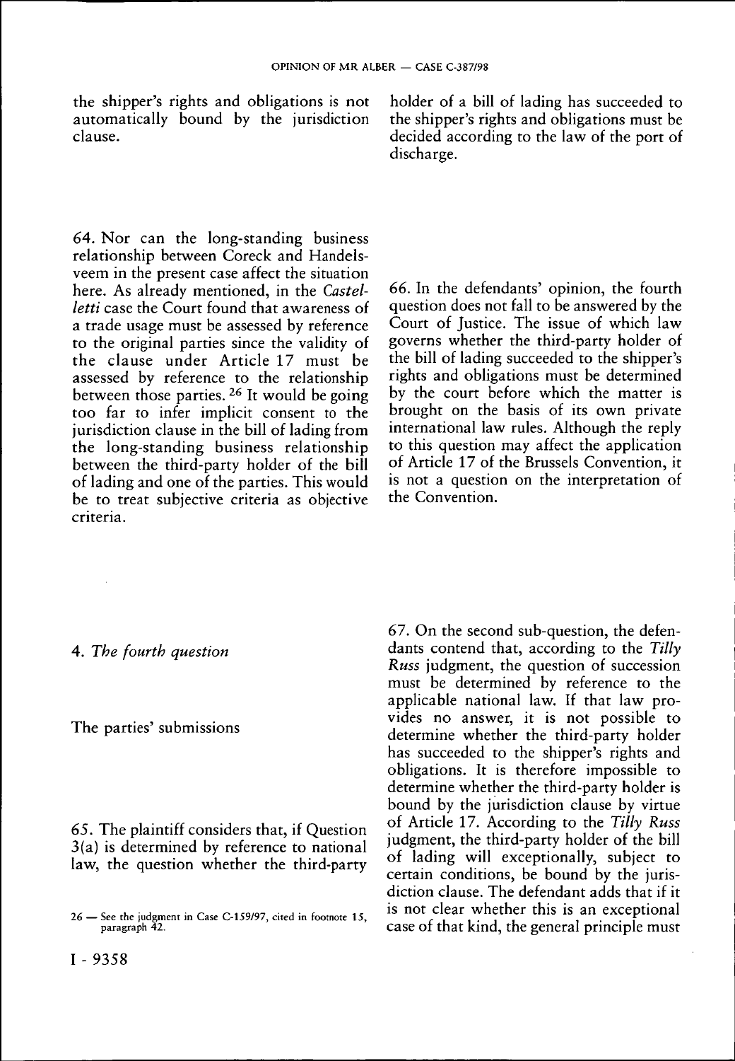the shipper's rights and obligations is not automatically bound by the jurisdiction clause.

64. Nor can the long-standing business relationship between Coreck and Handelsveem in the present case affect the situation here. As already mentioned, in the *Castelletti* case the Court found that awareness of a trade usage must be assessed by reference to the original parties since the validity of the clause under Article 17 must be assessed by reference to the relationship between those parties.[26] It would be going too far to infer implicit consent to the jurisdiction clause in the bill of lading from the long-standing business relationship between the third-party holder of the bill of lading and one of the parties. This would be to treat subjective criteria as objective criteria.

### 4. *The fourth question*

The parties' submissions

65. The plaintiff considers that, if Question 3(a) is determined by reference to national law, the question whether the third-party holder of a bill of lading has succeeded to the shipper's rights and obligations must be decided according to the law of the port of discharge.

66. In the defendants' opinion, the fourth question does not fall to be answered by the Court of Justice. The issue of which law governs whether the third-party holder of the bill of lading succeeded to the shipper's rights and obligations must be determined by the court before which the matter is brought on the basis of its own private international law rules. Although the reply to this question may affect the application of Article 17 of the Brussels Convention, it is not a question on the interpretation of the Convention.

67. On the second sub-question, the defendants contend that, according to the *Tilly Russ* judgment, the question of succession must be determined by reference to the applicable national law. If that law provides no answer, it is not possible to determine whether the third-party holder has succeeded to the shipper's rights and obligations. It is therefore impossible to determine whether the third-party holder is bound by the jurisdiction clause by virtue of Article 17. According to the *Tilly Russ* judgment, the third-party holder of the bill of lading will exceptionally, subject to certain conditions, be bound by the jurisdiction clause. The defendant adds that if it is not clear whether this is an exceptional case of that kind, the general principle must

26 — See the judgment in Case C-159/97, cited in footnote 15, paragraph 42.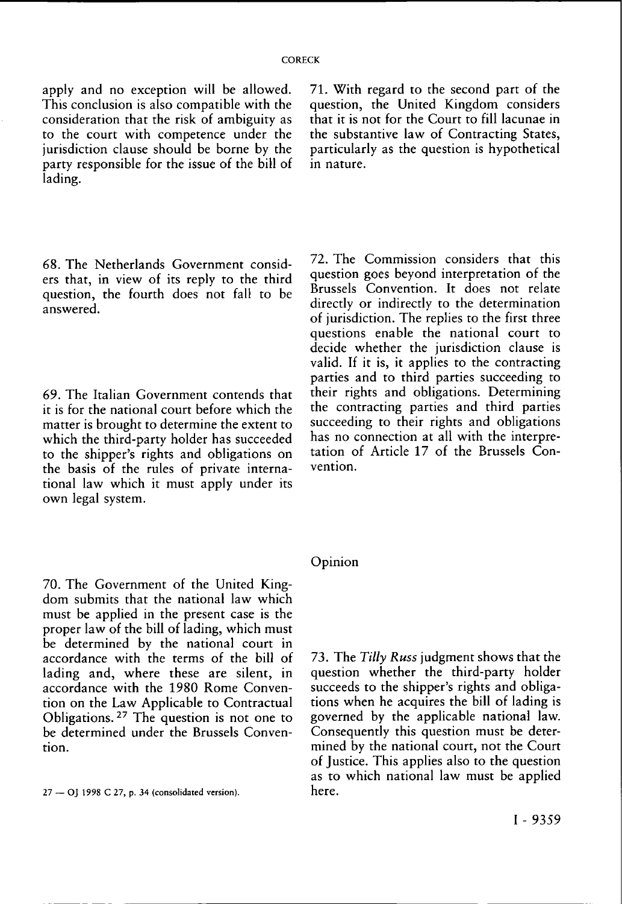apply and no exception will be allowed. This conclusion is also compatible with the consideration that the risk of ambiguity as to the court with competence under the jurisdiction clause should be borne by the party responsible for the issue of the bill of lading.

68. The Netherlands Government considers that, in view of its reply to the third question, the fourth does not fall to be answered.

69. The Italian Government contends that it is for the national court before which the matter is brought to determine the extent to which the third-party holder has succeeded to the shipper's rights and obligations on the basis of the rules of private international law which it must apply under its own legal system.

70. The Government of the United Kingdom submits that the national law which must be applied in the present case is the proper law of the bill of lading, which must be determined by the national court in accordance with the terms of the bill of lading and, where these are silent, in accordance with the 1980 Rome Convention on the Law Applicable to Contractual Obligations.[27] The question is not one to be determined under the Brussels Convention.

71. With regard to the second part of the question, the United Kingdom considers that it is not for the Court to fill lacunae in the substantive law of Contracting States, particularly as the question is hypothetical in nature.

72. The Commission considers that this question goes beyond interpretation of the Brussels Convention. It does not relate directly or indirectly to the determination of jurisdiction. The replies to the first three questions enable the national court to decide whether the jurisdiction clause is valid. If it is, it applies to the contracting parties and to third parties succeeding to their rights and obligations. Determining the contracting parties and third parties succeeding to their rights and obligations has no connection at all with the interpretation of Article 17 of the Brussels Convention.

## Opinion

73. The *Tilly Russ* judgment shows that the question whether the third-party holder succeeds to the shipper's rights and obligations when he acquires the bill of lading is governed by the applicable national law. Consequently this question must be determined by the national court, not the Court of Justice. This applies also to the question as to which national law must be applied here.

27 — OJ 1998 C 27, p. 34 (consolidated version).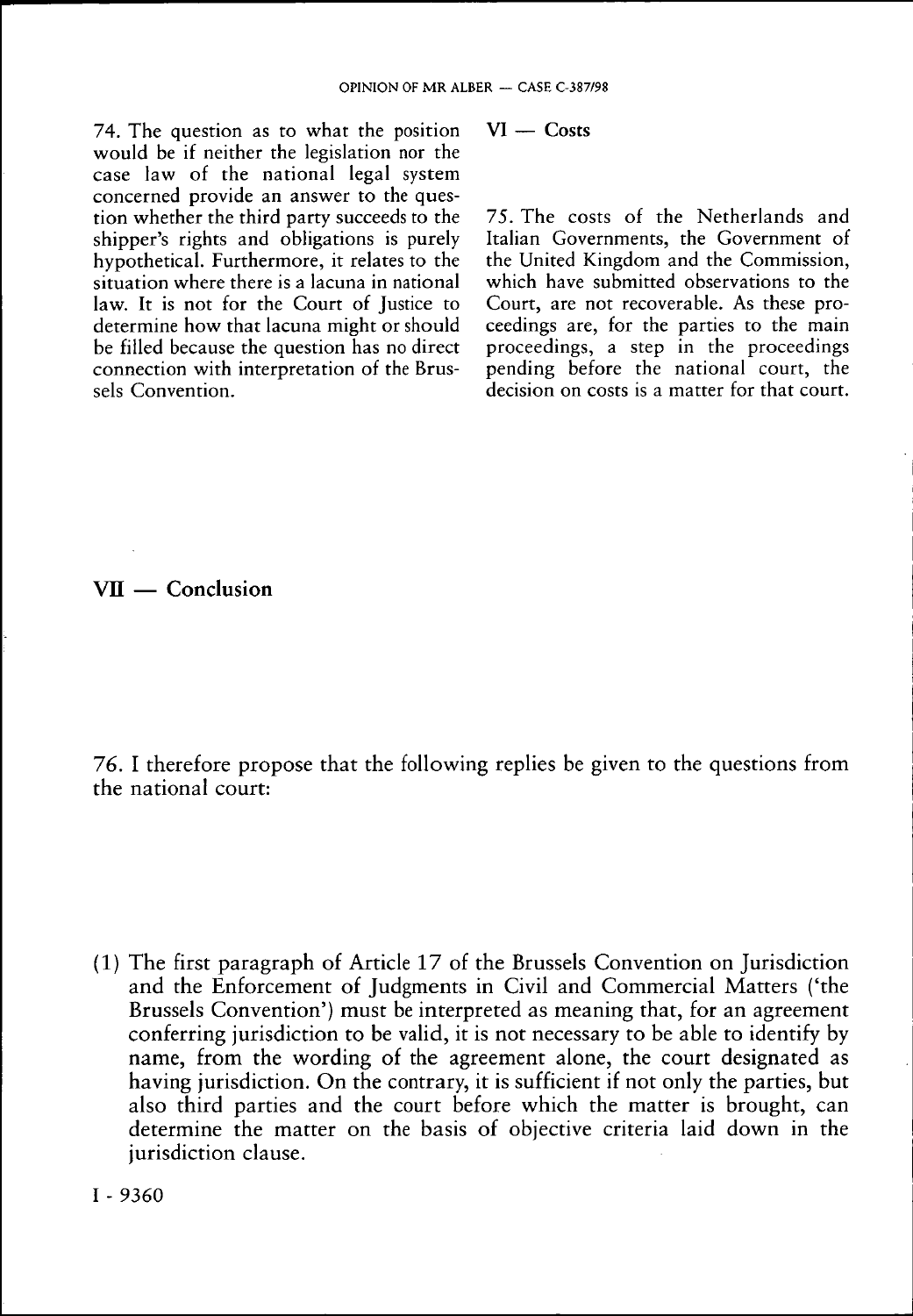74. The question as to what the position would be if neither the legislation nor the case law of the national legal system concerned provide an answer to the question whether the third party succeeds to the shipper's rights and obligations is purely hypothetical. Furthermore, it relates to the situation where there is a lacuna in national law. It is not for the Court of Justice to determine how that lacuna might or should be filled because the question has no direct connection with interpretation of the Brussels Convention.

## VI — Costs

75. The costs of the Netherlands and Italian Governments, the Government of the United Kingdom and the Commission, which have submitted observations to the Court, are not recoverable. As these proceedings are, for the parties to the main proceedings, a step in the proceedings pending before the national court, the decision on costs is a matter for that court.

## VII — Conclusion

76. I therefore propose that the following replies be given to the questions from the national court:

(1) The first paragraph of Article 17 of the Brussels Convention on Jurisdiction and the Enforcement of Judgments in Civil and Commercial Matters ('the Brussels Convention') must be interpreted as meaning that, for an agreement conferring jurisdiction to be valid, it is not necessary to be able to identify by name, from the wording of the agreement alone, the court designated as having jurisdiction. On the contrary, it is sufficient if not only the parties, but also third parties and the court before which the matter is brought, can determine the matter on the basis of objective criteria laid down in the jurisdiction clause.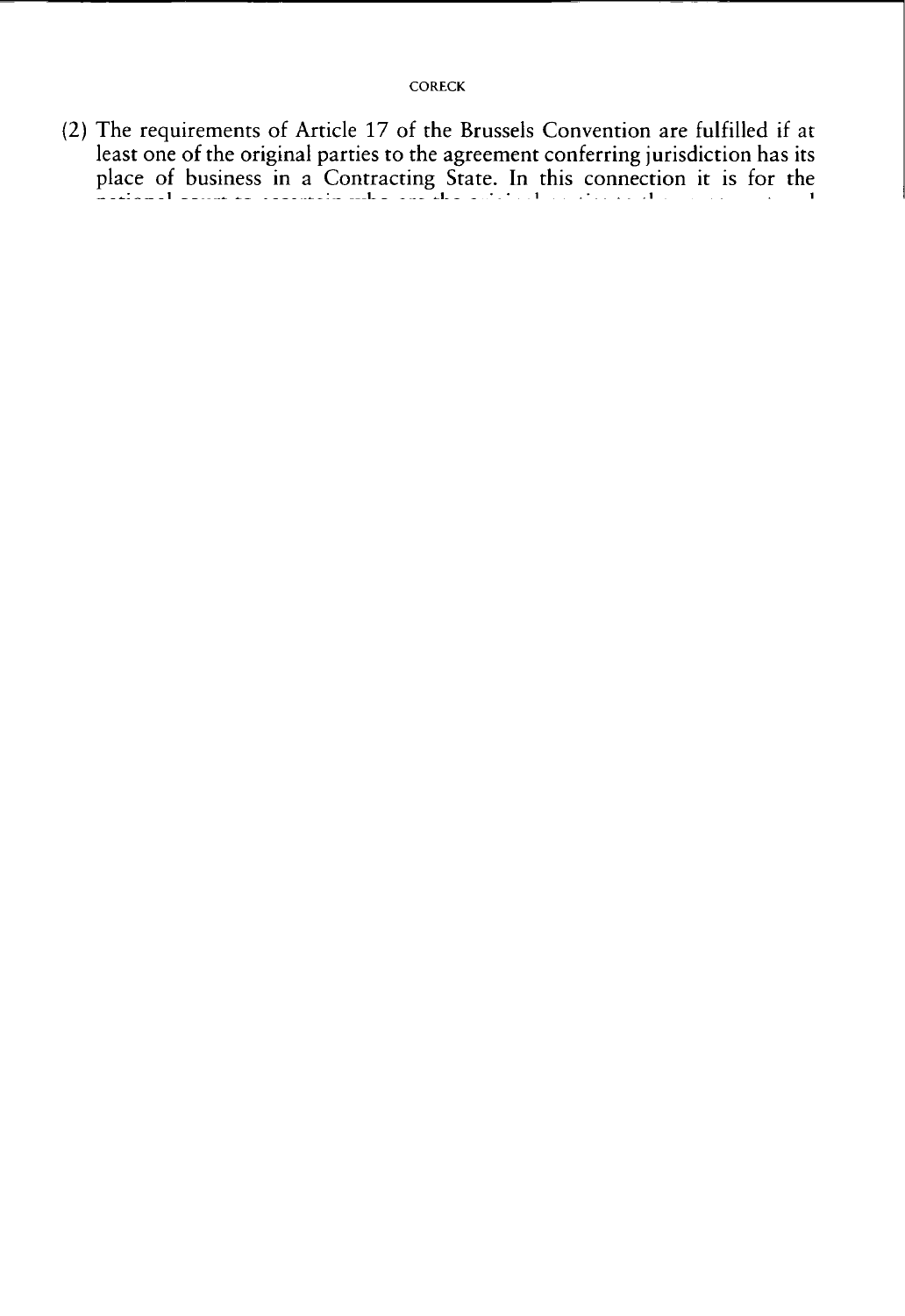(2) The requirements of Article 17 of the Brussels Convention are fulfilled if at least one of the original parties to the agreement conferring jurisdiction has its place of business in a Contracting State. In this connection it is for the